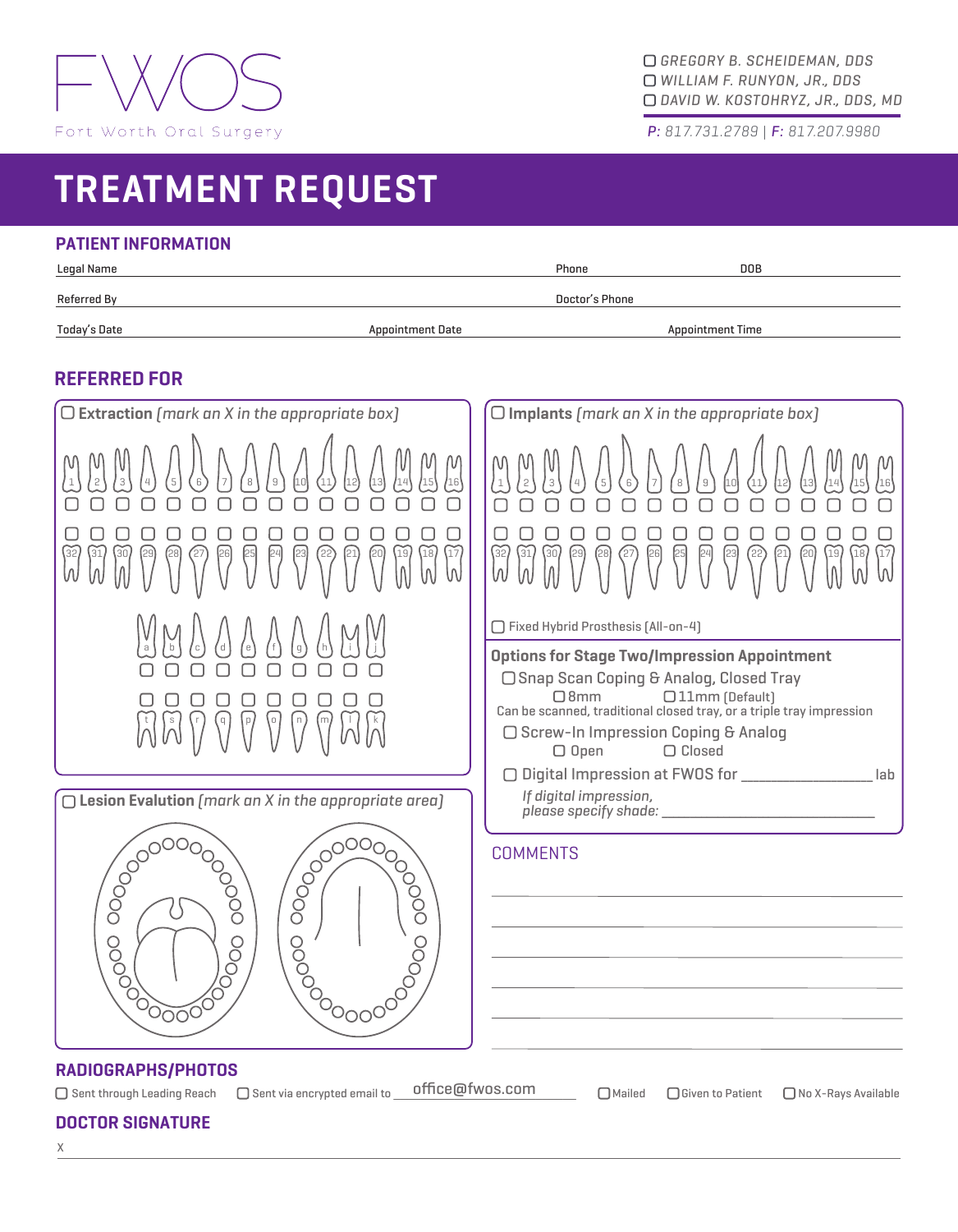FWOS

Fort Worth Oral Surgery

☐ GREGORY B. SCHEIDEMAN, DDS
☐ WILLIAM F. RUNYON, JR., DDS
☐ DAVID W. KOSTOHRYZ, JR., DDS, MD

*P:* 817.731.2789 | *F:* 817.207.9980

# TREATMENT REQUEST

## PATIENT INFORMATION

Legal Name ________________ Phone ________________ DOB ________________

Referred By ________________ Doctor's Phone ________________

Today's Date ________________ Appointment Date ________________ Appointment Time ________________

## REFERRED FOR

☐ **Extraction** *(mark an X in the appropriate box)*

1 2 3 4 5 6 7 8 9 10 11 12 13 14 15 16

32 31 30 29 28 27 26 25 24 23 22 21 20 19 18 17

a b c d e f g h i j

t s r q p o n m l k

☐ **Implants** *(mark an X in the appropriate box)*

1 2 3 4 5 6 7 8 9 10 11 12 13 14 15 16

32 31 30 29 28 27 26 25 24 23 22 21 20 19 18 17

☐ Fixed Hybrid Prosthesis (All-on-4)

**Options for Stage Two/Impression Appointment**

☐ Snap Scan Coping & Analog, Closed Tray
☐ 8mm ☐ 11mm (Default)
Can be scanned, traditional closed tray, or a triple tray impression

☐ Screw-In Impression Coping & Analog
☐ Open ☐ Closed

☐ Digital Impression at FWOS for ________________ lab

*If digital impression, please specify shade:* ________________

☐ **Lesion Evalution** *(mark an X in the appropriate area)*

COMMENTS

________________

## RADIOGRAPHS/PHOTOS

☐ Sent through Leading Reach ☐ Sent via encrypted email to office@fwos.com ☐ Mailed ☐ Given to Patient ☐ No X-Rays Available

## DOCTOR SIGNATURE

X ________________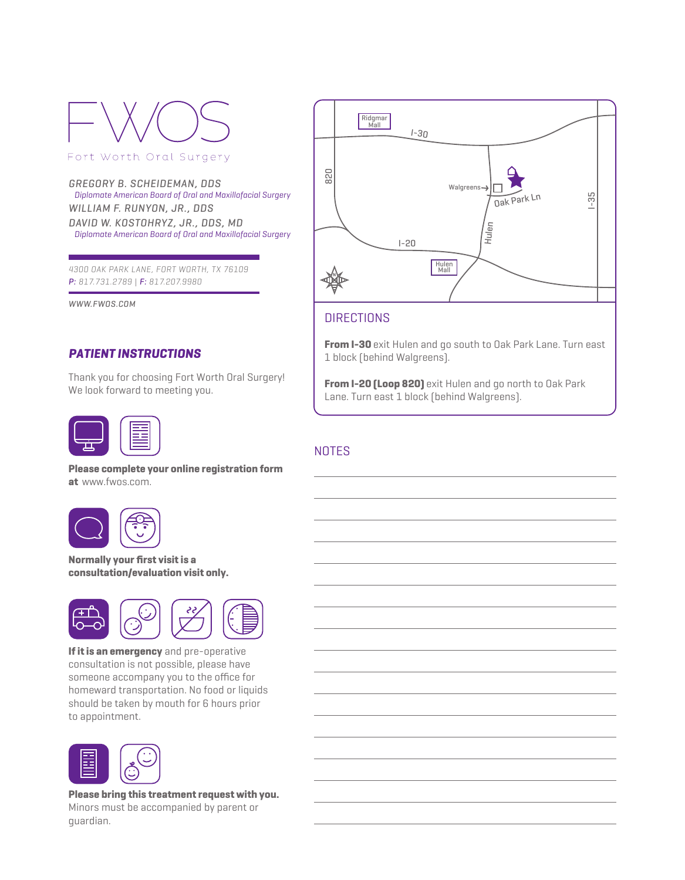# FWOS

Fort Worth Oral Surgery

*GREGORY B. SCHEIDEMAN, DDS*
*Diplomate American Board of Oral and Maxillofacial Surgery*
*WILLIAM F. RUNYON, JR., DDS*
*DAVID W. KOSTOHRYZ, JR., DDS, MD*
*Diplomate American Board of Oral and Maxillofacial Surgery*

*4300 OAK PARK LANE, FORT WORTH, TX 76109*
*P: 817.731.2789 | F: 817.207.9980*

*WWW.FWOS.COM*

## *PATIENT INSTRUCTIONS*

Thank you for choosing Fort Worth Oral Surgery! We look forward to meeting you.

**Please complete your online registration form at** www.fwos.com.

**Normally your first visit is a consultation/evaluation visit only.**

**If it is an emergency** and pre-operative consultation is not possible, please have someone accompany you to the office for homeward transportation. No food or liquids should be taken by mouth for 6 hours prior to appointment.

**Please bring this treatment request with you.** Minors must be accompanied by parent or guardian.

Ridgmar Mall
I-30
820
Walgreens
Oak Park Ln
I-35
Hulen
I-20
Hulen Mall

## DIRECTIONS

**From I-30** exit Hulen and go south to Oak Park Lane. Turn east 1 block (behind Walgreens).

**From I-20 (Loop 820)** exit Hulen and go north to Oak Park Lane. Turn east 1 block (behind Walgreens).

## NOTES